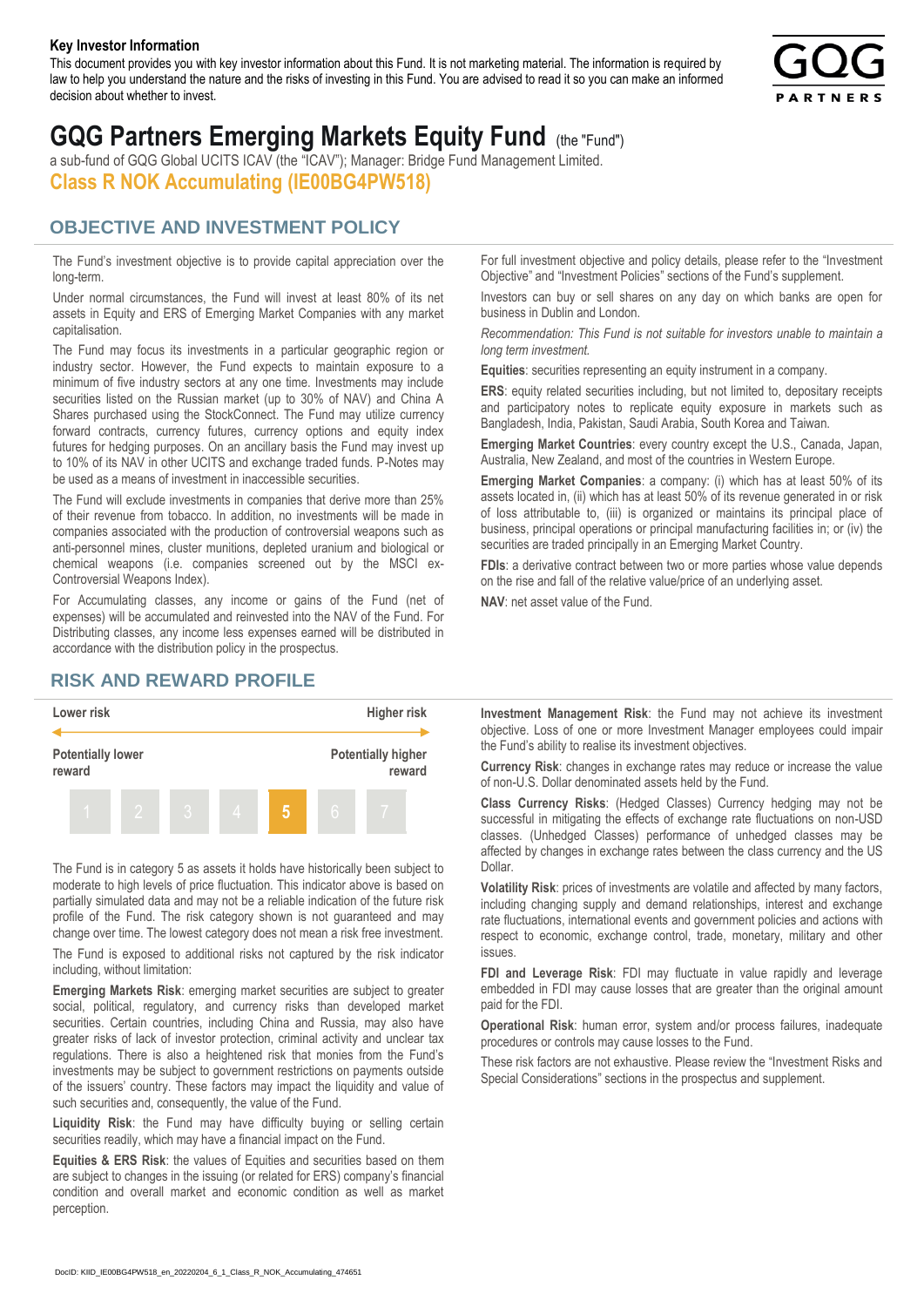**Key Investor Information**

This document provides you with key investor information about this Fund. It is not marketing material. The information is required by law to help you understand the nature and the risks of investing in this Fund. You are advised to read it so you can make an informed decision about whether to invest.

# GQG Partners Emerging Markets Equity Fund (the "Fund")

a sub-fund of GQG Global UCITS ICAV (the "ICAV"); Manager: Bridge Fund Management Limited.

**Class R NOK Accumulating (IE00BG4PW518)**

## OBJECTIVE AND INVESTMENT POLICY

The Fund's investment objective is to provide capital appreciation over the long-term.

Under normal circumstances, the Fund will invest at least 80% of its net assets in Equity and ERS of Emerging Market Companies with any market capitalisation.

The Fund may focus its investments in a particular geographic region or industry sector. However, the Fund expects to maintain exposure to a minimum of five industry sectors at any one time. Investments may include securities listed on the Russian market (up to 30% of NAV) and China A Shares purchased using the StockConnect. The Fund may utilize currency forward contracts, currency futures, currency options and equity index futures for hedging purposes. On an ancillary basis the Fund may invest up to 10% of its NAV in other UCITS and exchange traded funds. P-Notes may be used as a means of investment in inaccessible securities.

The Fund will exclude investments in companies that derive more than 25% of their revenue from tobacco. In addition, no investments will be made in companies associated with the production of controversial weapons such as anti-personnel mines, cluster munitions, depleted uranium and biological or chemical weapons (i.e. companies screened out by the MSCI ex-Controversial Weapons Index).

For Accumulating classes, any income or gains of the Fund (net of expenses) will be accumulated and reinvested into the NAV of the Fund. For Distributing classes, any income less expenses earned will be distributed in accordance with the distribution policy in the prospectus.

For full investment objective and policy details, please refer to the "Investment Objective" and "Investment Policies" sections of the Fund's supplement.

Investors can buy or sell shares on any day on which banks are open for business in Dublin and London.

*Recommendation: This Fund is not suitable for investors unable to maintain a long term investment.*

**Equities**: securities representing an equity instrument in a company.

**ERS**: equity related securities including, but not limited to, depositary receipts and participatory notes to replicate equity exposure in markets such as Bangladesh, India, Pakistan, Saudi Arabia, South Korea and Taiwan.

**Emerging Market Countries**: every country except the U.S., Canada, Japan, Australia, New Zealand, and most of the countries in Western Europe.

**Emerging Market Companies**: a company: (i) which has at least 50% of its assets located in, (ii) which has at least 50% of its revenue generated in or risk of loss attributable to, (iii) is organized or maintains its principal place of business, principal operations or principal manufacturing facilities in; or (iv) the securities are traded principally in an Emerging Market Country.

**FDIs**: a derivative contract between two or more parties whose value depends on the rise and fall of the relative value/price of an underlying asset.

**NAV**: net asset value of the Fund.

## RISK AND REWARD PROFILE

| Lower risk | | | | | | Higher risk |
|---|---|---|---|---|---|---|
| Potentially lower reward | | | | | | Potentially higher reward |
| 1 | 2 | 3 | 4 | **5** | 6 | 7 |

The Fund is in category 5 as assets it holds have historically been subject to moderate to high levels of price fluctuation. This indicator above is based on partially simulated data and may not be a reliable indication of the future risk profile of the Fund. The risk category shown is not guaranteed and may change over time. The lowest category does not mean a risk free investment.

The Fund is exposed to additional risks not captured by the risk indicator including, without limitation:

**Emerging Markets Risk**: emerging market securities are subject to greater social, political, regulatory, and currency risks than developed market securities. Certain countries, including China and Russia, may also have greater risks of lack of investor protection, criminal activity and unclear tax regulations. There is also a heightened risk that monies from the Fund's investments may be subject to government restrictions on payments outside of the issuers' country. These factors may impact the liquidity and value of such securities and, consequently, the value of the Fund.

**Liquidity Risk**: the Fund may have difficulty buying or selling certain securities readily, which may have a financial impact on the Fund.

**Equities & ERS Risk**: the values of Equities and securities based on them are subject to changes in the issuing (or related for ERS) company's financial condition and overall market and economic condition as well as market perception.

**Investment Management Risk**: the Fund may not achieve its investment objective. Loss of one or more Investment Manager employees could impair the Fund's ability to realise its investment objectives.

**Currency Risk**: changes in exchange rates may reduce or increase the value of non-U.S. Dollar denominated assets held by the Fund.

**Class Currency Risks**: (Hedged Classes) Currency hedging may not be successful in mitigating the effects of exchange rate fluctuations on non-USD classes. (Unhedged Classes) performance of unhedged classes may be affected by changes in exchange rates between the class currency and the US Dollar.

**Volatility Risk**: prices of investments are volatile and affected by many factors, including changing supply and demand relationships, interest and exchange rate fluctuations, international events and government policies and actions with respect to economic, exchange control, trade, monetary, military and other issues.

**FDI and Leverage Risk**: FDI may fluctuate in value rapidly and leverage embedded in FDI may cause losses that are greater than the original amount paid for the FDI.

**Operational Risk**: human error, system and/or process failures, inadequate procedures or controls may cause losses to the Fund.

These risk factors are not exhaustive. Please review the "Investment Risks and Special Considerations" sections in the prospectus and supplement.

DocID: KIID_IE00BG4PW518_en_20220204_6_1_Class_R_NOK_Accumulating_474651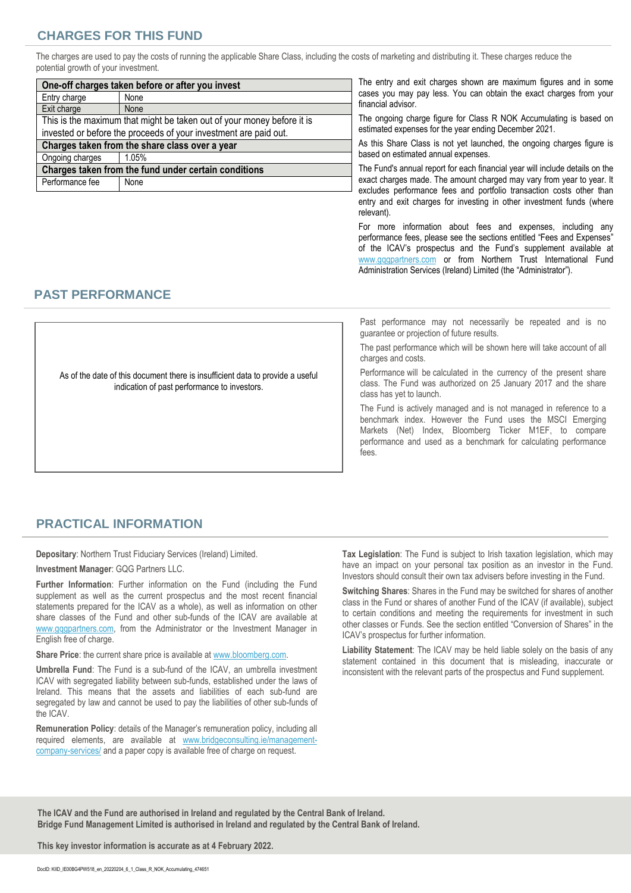## CHARGES FOR THIS FUND

The charges are used to pay the costs of running the applicable Share Class, including the costs of marketing and distributing it. These charges reduce the potential growth of your investment.

| One-off charges taken before or after you invest | |
|---|---|
| Entry charge | None |
| Exit charge | None |
| This is the maximum that might be taken out of your money before it is invested or before the proceeds of your investment are paid out. | |
| **Charges taken from the share class over a year** | |
| Ongoing charges | 1.05% |
| **Charges taken from the fund under certain conditions** | |
| Performance fee | None |

The entry and exit charges shown are maximum figures and in some cases you may pay less. You can obtain the exact charges from your financial advisor.

The ongoing charge figure for Class R NOK Accumulating is based on estimated expenses for the year ending December 2021.

As this Share Class is not yet launched, the ongoing charges figure is based on estimated annual expenses.

The Fund's annual report for each financial year will include details on the exact charges made. The amount charged may vary from year to year. It excludes performance fees and portfolio transaction costs other than entry and exit charges for investing in other investment funds (where relevant).

For more information about fees and expenses, including any performance fees, please see the sections entitled "Fees and Expenses" of the ICAV's prospectus and the Fund's supplement available at www.gqgpartners.com or from Northern Trust International Fund Administration Services (Ireland) Limited (the "Administrator").

## PAST PERFORMANCE

As of the date of this document there is insufficient data to provide a useful indication of past performance to investors.

Past performance may not necessarily be repeated and is no guarantee or projection of future results.

The past performance which will be shown here will take account of all charges and costs.

Performance will be calculated in the currency of the present share class. The Fund was authorized on 25 January 2017 and the share class has yet to launch.

The Fund is actively managed and is not managed in reference to a benchmark index. However the Fund uses the MSCI Emerging Markets (Net) Index, Bloomberg Ticker M1EF, to compare performance and used as a benchmark for calculating performance fees.

## PRACTICAL INFORMATION

**Depositary**: Northern Trust Fiduciary Services (Ireland) Limited.

**Investment Manager**: GQG Partners LLC.

**Further Information**: Further information on the Fund (including the Fund supplement as well as the current prospectus and the most recent financial statements prepared for the ICAV as a whole), as well as information on other share classes of the Fund and other sub-funds of the ICAV are available at www.gqgpartners.com, from the Administrator or the Investment Manager in English free of charge.

**Share Price**: the current share price is available at www.bloomberg.com.

**Umbrella Fund**: The Fund is a sub-fund of the ICAV, an umbrella investment ICAV with segregated liability between sub-funds, established under the laws of Ireland. This means that the assets and liabilities of each sub-fund are segregated by law and cannot be used to pay the liabilities of other sub-funds of the ICAV.

**Remuneration Policy**: details of the Manager's remuneration policy, including all required elements, are available at www.bridgeconsulting.ie/management-company-services/ and a paper copy is available free of charge on request.

**Tax Legislation**: The Fund is subject to Irish taxation legislation, which may have an impact on your personal tax position as an investor in the Fund. Investors should consult their own tax advisers before investing in the Fund.

**Switching Shares**: Shares in the Fund may be switched for shares of another class in the Fund or shares of another Fund of the ICAV (if available), subject to certain conditions and meeting the requirements for investment in such other classes or Funds. See the section entitled "Conversion of Shares" in the ICAV's prospectus for further information.

**Liability Statement**: The ICAV may be held liable solely on the basis of any statement contained in this document that is misleading, inaccurate or inconsistent with the relevant parts of the prospectus and Fund supplement.

**The ICAV and the Fund are authorised in Ireland and regulated by the Central Bank of Ireland.**
**Bridge Fund Management Limited is authorised in Ireland and regulated by the Central Bank of Ireland.**

**This key investor information is accurate as at 4 February 2022.**

DocID: KIID_IE00BG4PW518_en_20220204_6_1_Class_R_NOK_Accumulating_474651